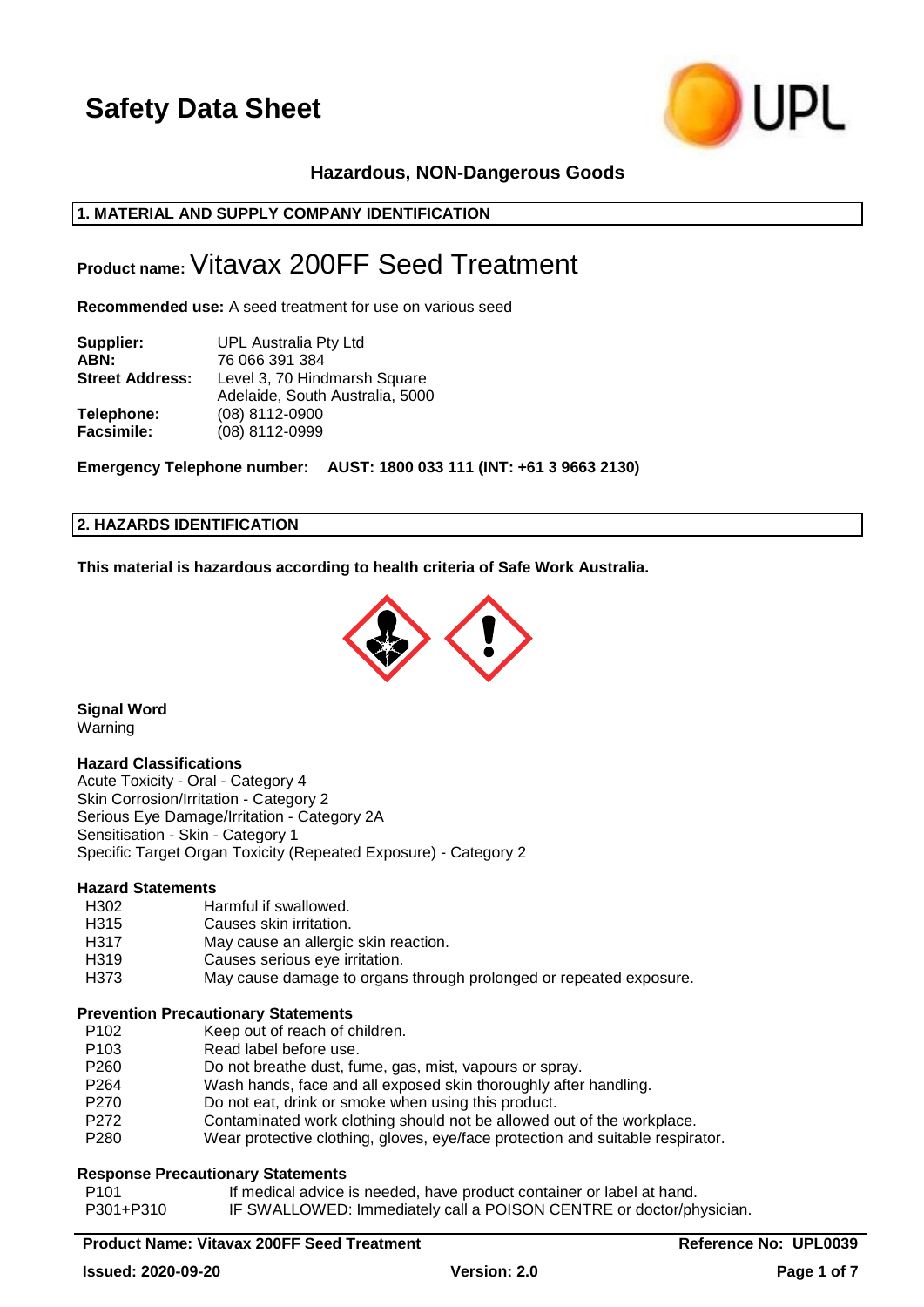# Safety Data Sheet

**Hazardous, NON-Dangerous Goods**

## 1. MATERIAL AND SUPPLY COMPANY IDENTIFICATION

**Product name:** Vitavax 200FF Seed Treatment

**Recommended use:** A seed treatment for use on various seed

| | |
|---|---|
| **Supplier:** | UPL Australia Pty Ltd |
| **ABN:** | 76 066 391 384 |
| **Street Address:** | Level 3, 70 Hindmarsh Square<br>Adelaide, South Australia, 5000 |
| **Telephone:** | (08) 8112-0900 |
| **Facsimile:** | (08) 8112-0999 |

**Emergency Telephone number: AUST: 1800 033 111 (INT: +61 3 9663 2130)**

## 2. HAZARDS IDENTIFICATION

**This material is hazardous according to health criteria of Safe Work Australia.**

**Signal Word**
Warning

**Hazard Classifications**
Acute Toxicity - Oral - Category 4
Skin Corrosion/Irritation - Category 2
Serious Eye Damage/Irritation - Category 2A
Sensitisation - Skin - Category 1
Specific Target Organ Toxicity (Repeated Exposure) - Category 2

**Hazard Statements**

| | |
|---|---|
| H302 | Harmful if swallowed. |
| H315 | Causes skin irritation. |
| H317 | May cause an allergic skin reaction. |
| H319 | Causes serious eye irritation. |
| H373 | May cause damage to organs through prolonged or repeated exposure. |

**Prevention Precautionary Statements**

| | |
|---|---|
| P102 | Keep out of reach of children. |
| P103 | Read label before use. |
| P260 | Do not breathe dust, fume, gas, mist, vapours or spray. |
| P264 | Wash hands, face and all exposed skin thoroughly after handling. |
| P270 | Do not eat, drink or smoke when using this product. |
| P272 | Contaminated work clothing should not be allowed out of the workplace. |
| P280 | Wear protective clothing, gloves, eye/face protection and suitable respirator. |

**Response Precautionary Statements**

| | |
|---|---|
| P101 | If medical advice is needed, have product container or label at hand. |
| P301+P310 | IF SWALLOWED: Immediately call a POISON CENTRE or doctor/physician. |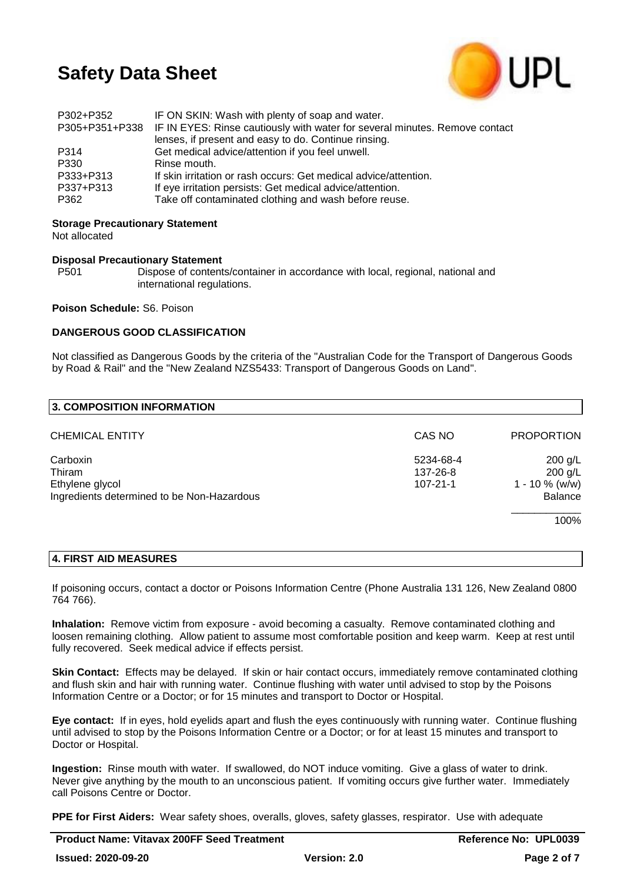| | |
|---|---|
| P302+P352 | IF ON SKIN: Wash with plenty of soap and water. |
| P305+P351+P338 | IF IN EYES: Rinse cautiously with water for several minutes. Remove contact lenses, if present and easy to do. Continue rinsing. |
| P314 | Get medical advice/attention if you feel unwell. |
| P330 | Rinse mouth. |
| P333+P313 | If skin irritation or rash occurs: Get medical advice/attention. |
| P337+P313 | If eye irritation persists: Get medical advice/attention. |
| P362 | Take off contaminated clothing and wash before reuse. |

**Storage Precautionary Statement**

Not allocated

**Disposal Precautionary Statement**

P501 Dispose of contents/container in accordance with local, regional, national and international regulations.

**Poison Schedule:** S6. Poison

**DANGEROUS GOOD CLASSIFICATION**

Not classified as Dangerous Goods by the criteria of the "Australian Code for the Transport of Dangerous Goods by Road & Rail" and the "New Zealand NZS5433: Transport of Dangerous Goods on Land".

## 3. COMPOSITION INFORMATION

| CHEMICAL ENTITY | CAS NO | PROPORTION |
|---|---|---|
| Carboxin | 5234-68-4 | 200 g/L |
| Thiram | 137-26-8 | 200 g/L |
| Ethylene glycol | 107-21-1 | 1 - 10 % (w/w) |
| Ingredients determined to be Non-Hazardous | | Balance |
| | | 100% |

## 4. FIRST AID MEASURES

If poisoning occurs, contact a doctor or Poisons Information Centre (Phone Australia 131 126, New Zealand 0800 764 766).

**Inhalation:** Remove victim from exposure - avoid becoming a casualty. Remove contaminated clothing and loosen remaining clothing. Allow patient to assume most comfortable position and keep warm. Keep at rest until fully recovered. Seek medical advice if effects persist.

**Skin Contact:** Effects may be delayed. If skin or hair contact occurs, immediately remove contaminated clothing and flush skin and hair with running water. Continue flushing with water until advised to stop by the Poisons Information Centre or a Doctor; or for 15 minutes and transport to Doctor or Hospital.

**Eye contact:** If in eyes, hold eyelids apart and flush the eyes continuously with running water. Continue flushing until advised to stop by the Poisons Information Centre or a Doctor; or for at least 15 minutes and transport to Doctor or Hospital.

**Ingestion:** Rinse mouth with water. If swallowed, do NOT induce vomiting. Give a glass of water to drink. Never give anything by the mouth to an unconscious patient. If vomiting occurs give further water. Immediately call Poisons Centre or Doctor.

**PPE for First Aiders:** Wear safety shoes, overalls, gloves, safety glasses, respirator. Use with adequate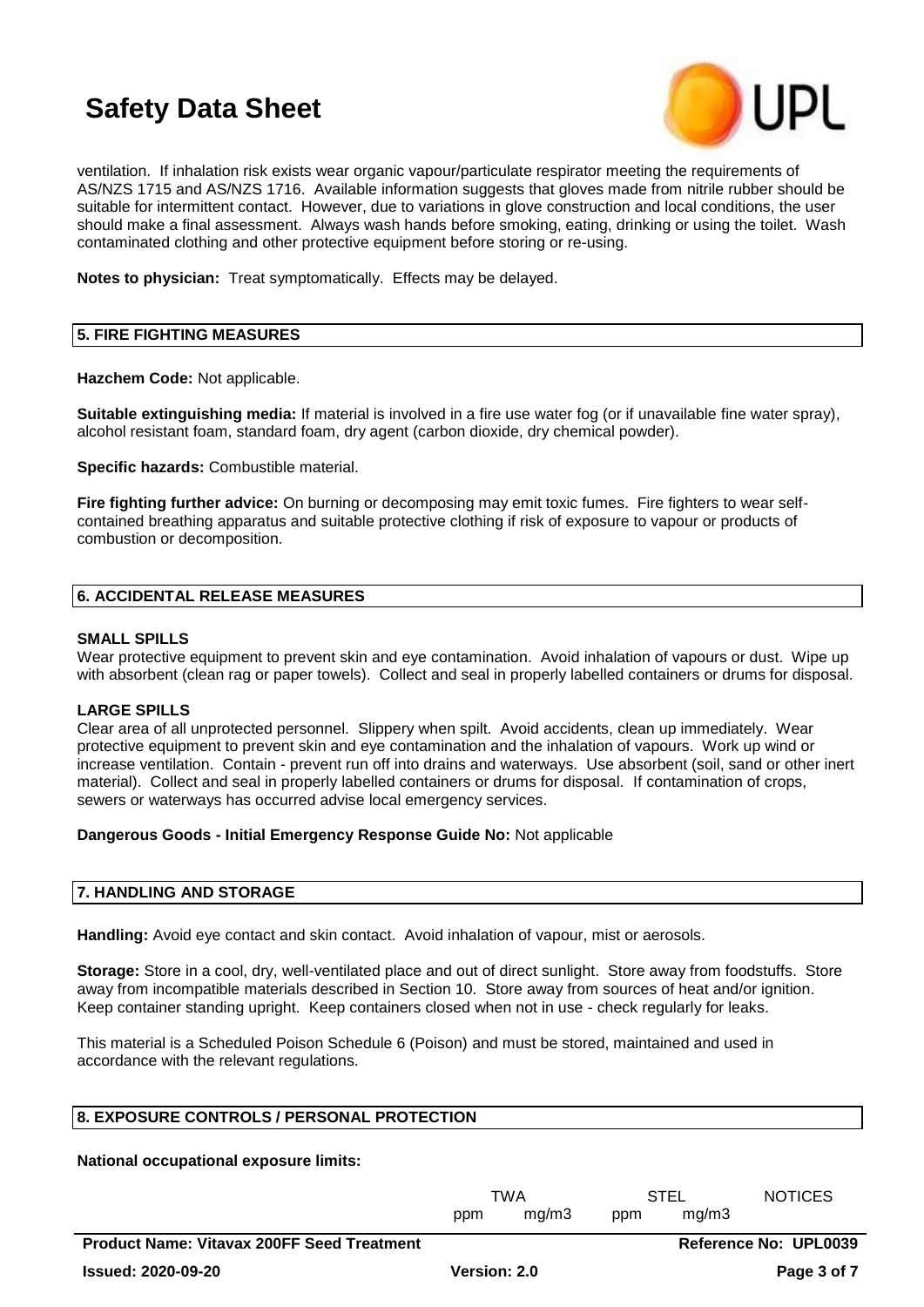ventilation. If inhalation risk exists wear organic vapour/particulate respirator meeting the requirements of AS/NZS 1715 and AS/NZS 1716. Available information suggests that gloves made from nitrile rubber should be suitable for intermittent contact. However, due to variations in glove construction and local conditions, the user should make a final assessment. Always wash hands before smoking, eating, drinking or using the toilet. Wash contaminated clothing and other protective equipment before storing or re-using.

**Notes to physician:** Treat symptomatically. Effects may be delayed.

## 5. FIRE FIGHTING MEASURES

**Hazchem Code:** Not applicable.

**Suitable extinguishing media:** If material is involved in a fire use water fog (or if unavailable fine water spray), alcohol resistant foam, standard foam, dry agent (carbon dioxide, dry chemical powder).

**Specific hazards:** Combustible material.

**Fire fighting further advice:** On burning or decomposing may emit toxic fumes. Fire fighters to wear self-contained breathing apparatus and suitable protective clothing if risk of exposure to vapour or products of combustion or decomposition.

## 6. ACCIDENTAL RELEASE MEASURES

### SMALL SPILLS

Wear protective equipment to prevent skin and eye contamination. Avoid inhalation of vapours or dust. Wipe up with absorbent (clean rag or paper towels). Collect and seal in properly labelled containers or drums for disposal.

### LARGE SPILLS

Clear area of all unprotected personnel. Slippery when spilt. Avoid accidents, clean up immediately. Wear protective equipment to prevent skin and eye contamination and the inhalation of vapours. Work up wind or increase ventilation. Contain - prevent run off into drains and waterways. Use absorbent (soil, sand or other inert material). Collect and seal in properly labelled containers or drums for disposal. If contamination of crops, sewers or waterways has occurred advise local emergency services.

**Dangerous Goods - Initial Emergency Response Guide No:** Not applicable

## 7. HANDLING AND STORAGE

**Handling:** Avoid eye contact and skin contact. Avoid inhalation of vapour, mist or aerosols.

**Storage:** Store in a cool, dry, well-ventilated place and out of direct sunlight. Store away from foodstuffs. Store away from incompatible materials described in Section 10. Store away from sources of heat and/or ignition. Keep container standing upright. Keep containers closed when not in use - check regularly for leaks.

This material is a Scheduled Poison Schedule 6 (Poison) and must be stored, maintained and used in accordance with the relevant regulations.

## 8. EXPOSURE CONTROLS / PERSONAL PROTECTION

**National occupational exposure limits:**

| | TWA | | STEL | | NOTICES |
|---|---|---|---|---|---|
| | ppm | mg/m3 | ppm | mg/m3 | |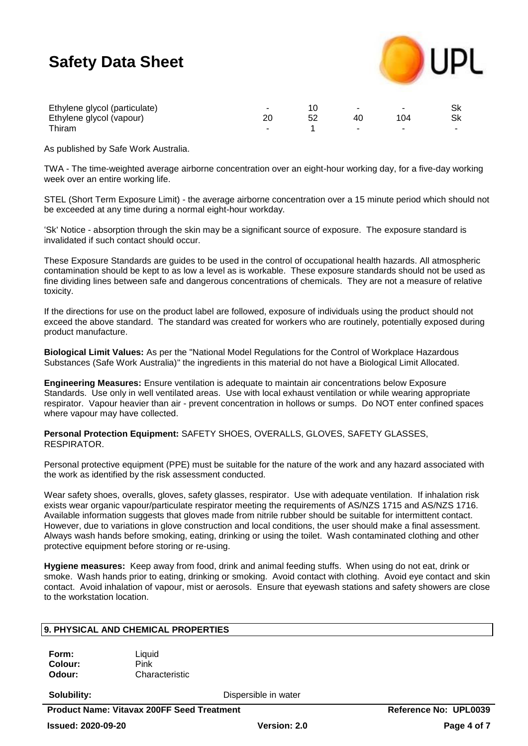| | | | | | |
|---|---|---|---|---|---|
| Ethylene glycol (particulate) | - | 10 | - | - | Sk |
| Ethylene glycol (vapour) | 20 | 52 | 40 | 104 | Sk |
| Thiram | - | 1 | - | - | - |

As published by Safe Work Australia.

TWA - The time-weighted average airborne concentration over an eight-hour working day, for a five-day working week over an entire working life.

STEL (Short Term Exposure Limit) - the average airborne concentration over a 15 minute period which should not be exceeded at any time during a normal eight-hour workday.

'Sk' Notice - absorption through the skin may be a significant source of exposure. The exposure standard is invalidated if such contact should occur.

These Exposure Standards are guides to be used in the control of occupational health hazards. All atmospheric contamination should be kept to as low a level as is workable. These exposure standards should not be used as fine dividing lines between safe and dangerous concentrations of chemicals. They are not a measure of relative toxicity.

If the directions for use on the product label are followed, exposure of individuals using the product should not exceed the above standard. The standard was created for workers who are routinely, potentially exposed during product manufacture.

**Biological Limit Values:** As per the "National Model Regulations for the Control of Workplace Hazardous Substances (Safe Work Australia)" the ingredients in this material do not have a Biological Limit Allocated.

**Engineering Measures:** Ensure ventilation is adequate to maintain air concentrations below Exposure Standards. Use only in well ventilated areas. Use with local exhaust ventilation or while wearing appropriate respirator. Vapour heavier than air - prevent concentration in hollows or sumps. Do NOT enter confined spaces where vapour may have collected.

**Personal Protection Equipment:** SAFETY SHOES, OVERALLS, GLOVES, SAFETY GLASSES, RESPIRATOR.

Personal protective equipment (PPE) must be suitable for the nature of the work and any hazard associated with the work as identified by the risk assessment conducted.

Wear safety shoes, overalls, gloves, safety glasses, respirator. Use with adequate ventilation. If inhalation risk exists wear organic vapour/particulate respirator meeting the requirements of AS/NZS 1715 and AS/NZS 1716. Available information suggests that gloves made from nitrile rubber should be suitable for intermittent contact. However, due to variations in glove construction and local conditions, the user should make a final assessment. Always wash hands before smoking, eating, drinking or using the toilet. Wash contaminated clothing and other protective equipment before storing or re-using.

**Hygiene measures:** Keep away from food, drink and animal feeding stuffs. When using do not eat, drink or smoke. Wash hands prior to eating, drinking or smoking. Avoid contact with clothing. Avoid eye contact and skin contact. Avoid inhalation of vapour, mist or aerosols. Ensure that eyewash stations and safety showers are close to the workstation location.

## 9. PHYSICAL AND CHEMICAL PROPERTIES

**Form:** Liquid
**Colour:** Pink
**Odour:** Characteristic

**Solubility:** Dispersible in water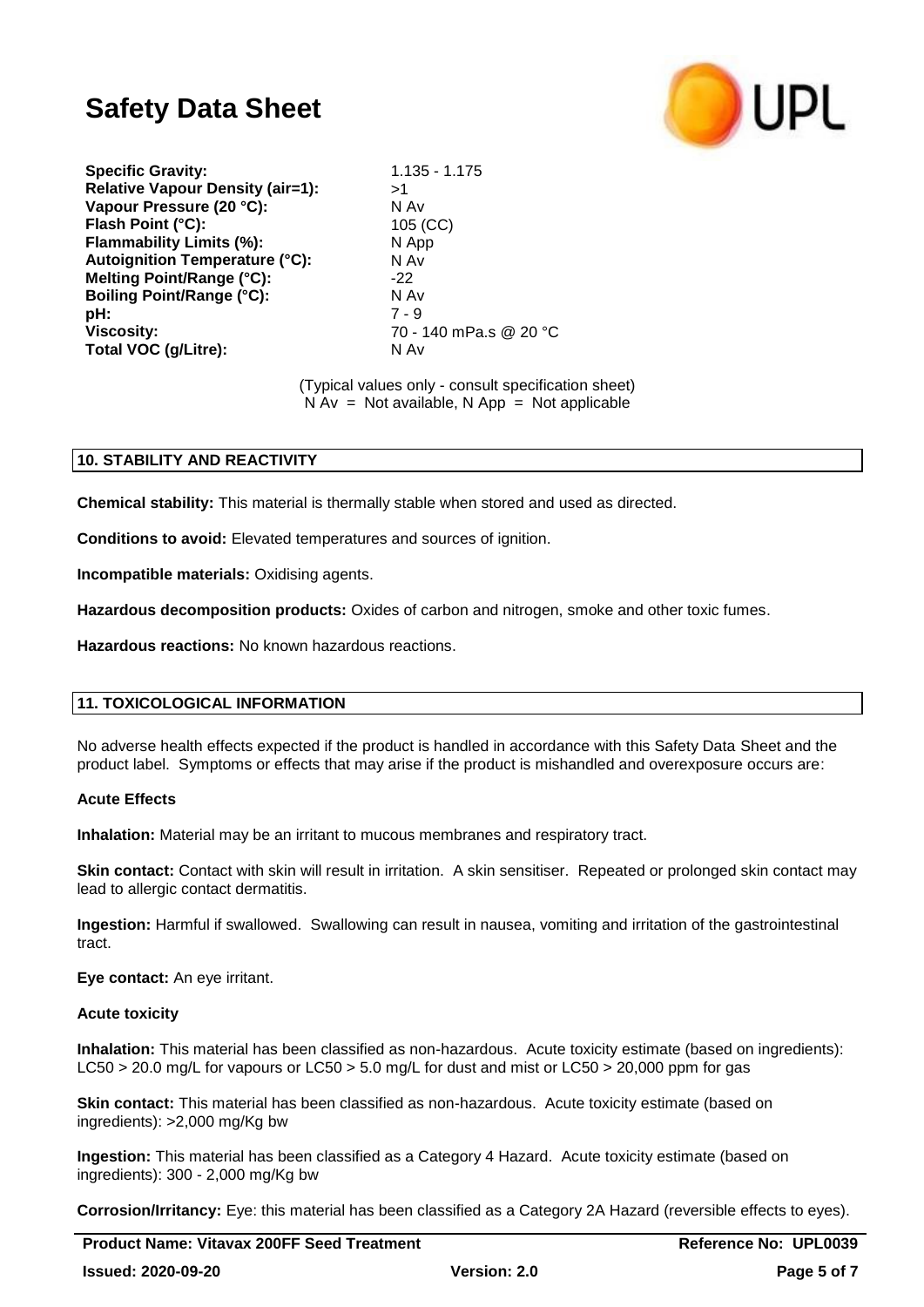| | |
|---|---|
| **Specific Gravity:** | 1.135 - 1.175 |
| **Relative Vapour Density (air=1):** | >1 |
| **Vapour Pressure (20 °C):** | N Av |
| **Flash Point (°C):** | 105 (CC) |
| **Flammability Limits (%):** | N App |
| **Autoignition Temperature (°C):** | N Av |
| **Melting Point/Range (°C):** | -22 |
| **Boiling Point/Range (°C):** | N Av |
| **pH:** | 7 - 9 |
| **Viscosity:** | 70 - 140 mPa.s @ 20 °C |
| **Total VOC (g/Litre):** | N Av |

(Typical values only - consult specification sheet)
N Av = Not available, N App = Not applicable

## 10. STABILITY AND REACTIVITY

**Chemical stability:** This material is thermally stable when stored and used as directed.

**Conditions to avoid:** Elevated temperatures and sources of ignition.

**Incompatible materials:** Oxidising agents.

**Hazardous decomposition products:** Oxides of carbon and nitrogen, smoke and other toxic fumes.

**Hazardous reactions:** No known hazardous reactions.

## 11. TOXICOLOGICAL INFORMATION

No adverse health effects expected if the product is handled in accordance with this Safety Data Sheet and the product label. Symptoms or effects that may arise if the product is mishandled and overexposure occurs are:

### Acute Effects

**Inhalation:** Material may be an irritant to mucous membranes and respiratory tract.

**Skin contact:** Contact with skin will result in irritation. A skin sensitiser. Repeated or prolonged skin contact may lead to allergic contact dermatitis.

**Ingestion:** Harmful if swallowed. Swallowing can result in nausea, vomiting and irritation of the gastrointestinal tract.

**Eye contact:** An eye irritant.

### Acute toxicity

**Inhalation:** This material has been classified as non-hazardous. Acute toxicity estimate (based on ingredients): $LC_{50}$ > 20.0 mg/L for vapours or $LC_{50}$ > 5.0 mg/L for dust and mist or $LC_{50}$ > 20,000 ppm for gas

**Skin contact:** This material has been classified as non-hazardous. Acute toxicity estimate (based on ingredients): >2,000 mg/Kg bw

**Ingestion:** This material has been classified as a Category 4 Hazard. Acute toxicity estimate (based on ingredients): 300 - 2,000 mg/Kg bw

**Corrosion/Irritancy:** Eye: this material has been classified as a Category 2A Hazard (reversible effects to eyes).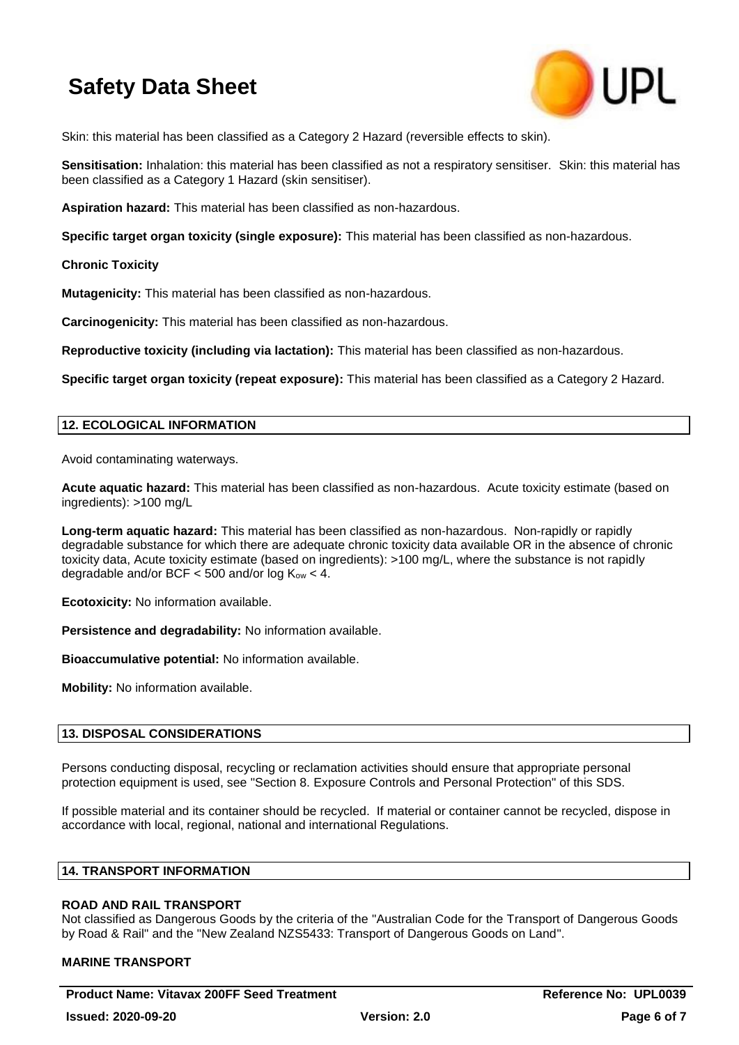Skin: this material has been classified as a Category 2 Hazard (reversible effects to skin).

**Sensitisation:** Inhalation: this material has been classified as not a respiratory sensitiser. Skin: this material has been classified as a Category 1 Hazard (skin sensitiser).

**Aspiration hazard:** This material has been classified as non-hazardous.

**Specific target organ toxicity (single exposure):** This material has been classified as non-hazardous.

**Chronic Toxicity**

**Mutagenicity:** This material has been classified as non-hazardous.

**Carcinogenicity:** This material has been classified as non-hazardous.

**Reproductive toxicity (including via lactation):** This material has been classified as non-hazardous.

**Specific target organ toxicity (repeat exposure):** This material has been classified as a Category 2 Hazard.

## 12. ECOLOGICAL INFORMATION

Avoid contaminating waterways.

**Acute aquatic hazard:** This material has been classified as non-hazardous. Acute toxicity estimate (based on ingredients): >100 mg/L

**Long-term aquatic hazard:** This material has been classified as non-hazardous. Non-rapidly or rapidly degradable substance for which there are adequate chronic toxicity data available OR in the absence of chronic toxicity data, Acute toxicity estimate (based on ingredients): >100 mg/L, where the substance is not rapidly degradable and/or BCF < 500 and/or log $K_{ow}$ < 4.

**Ecotoxicity:** No information available.

**Persistence and degradability:** No information available.

**Bioaccumulative potential:** No information available.

**Mobility:** No information available.

## 13. DISPOSAL CONSIDERATIONS

Persons conducting disposal, recycling or reclamation activities should ensure that appropriate personal protection equipment is used, see "Section 8. Exposure Controls and Personal Protection" of this SDS.

If possible material and its container should be recycled. If material or container cannot be recycled, dispose in accordance with local, regional, national and international Regulations.

## 14. TRANSPORT INFORMATION

**ROAD AND RAIL TRANSPORT**

Not classified as Dangerous Goods by the criteria of the "Australian Code for the Transport of Dangerous Goods by Road & Rail" and the "New Zealand NZS5433: Transport of Dangerous Goods on Land".

**MARINE TRANSPORT**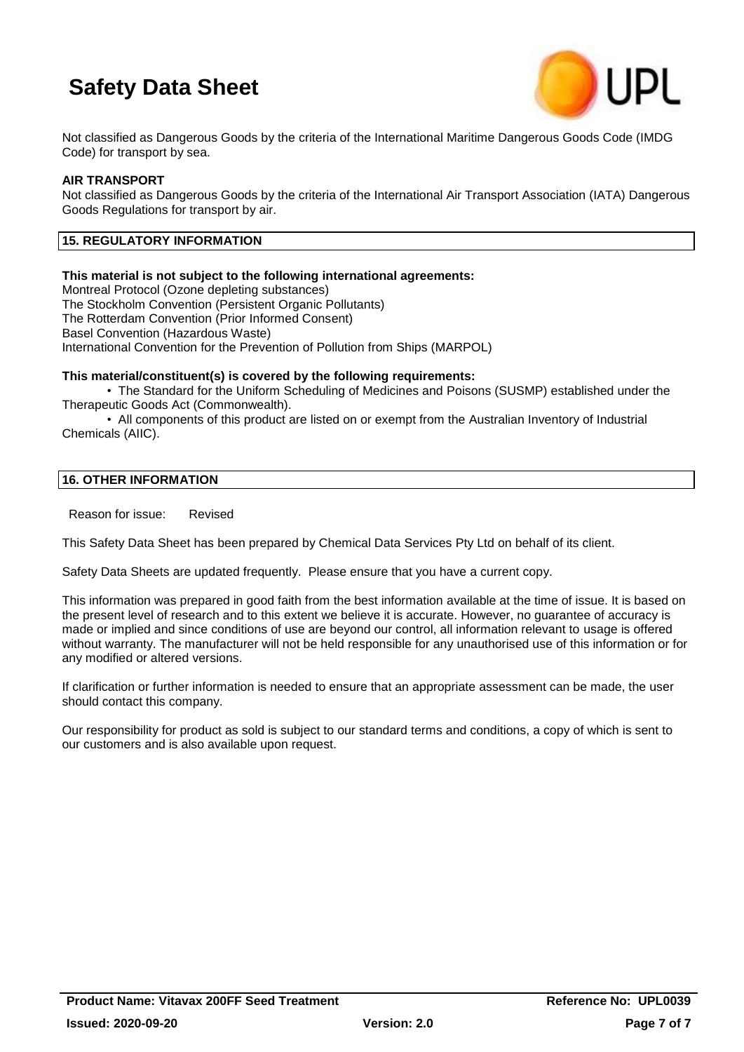Not classified as Dangerous Goods by the criteria of the International Maritime Dangerous Goods Code (IMDG Code) for transport by sea.

**AIR TRANSPORT**

Not classified as Dangerous Goods by the criteria of the International Air Transport Association (IATA) Dangerous Goods Regulations for transport by air.

## 15. REGULATORY INFORMATION

**This material is not subject to the following international agreements:**

Montreal Protocol (Ozone depleting substances)
The Stockholm Convention (Persistent Organic Pollutants)
The Rotterdam Convention (Prior Informed Consent)
Basel Convention (Hazardous Waste)
International Convention for the Prevention of Pollution from Ships (MARPOL)

**This material/constituent(s) is covered by the following requirements:**

- The Standard for the Uniform Scheduling of Medicines and Poisons (SUSMP) established under the Therapeutic Goods Act (Commonwealth).
- All components of this product are listed on or exempt from the Australian Inventory of Industrial Chemicals (AIIC).

## 16. OTHER INFORMATION

Reason for issue: Revised

This Safety Data Sheet has been prepared by Chemical Data Services Pty Ltd on behalf of its client.

Safety Data Sheets are updated frequently. Please ensure that you have a current copy.

This information was prepared in good faith from the best information available at the time of issue. It is based on the present level of research and to this extent we believe it is accurate. However, no guarantee of accuracy is made or implied and since conditions of use are beyond our control, all information relevant to usage is offered without warranty. The manufacturer will not be held responsible for any unauthorised use of this information or for any modified or altered versions.

If clarification or further information is needed to ensure that an appropriate assessment can be made, the user should contact this company.

Our responsibility for product as sold is subject to our standard terms and conditions, a copy of which is sent to our customers and is also available upon request.